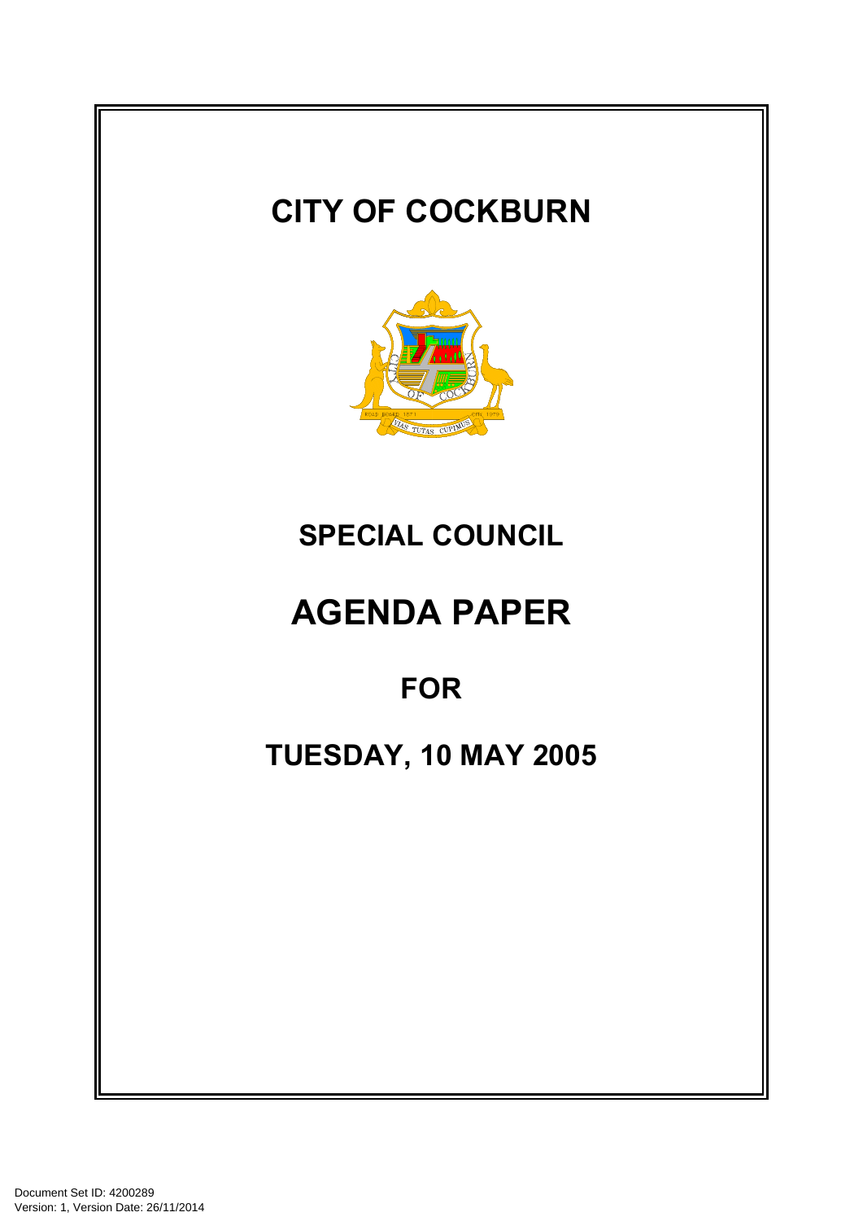# CITY OF COCKBURN

## SPECIAL COUNCIL

# AGENDA PAPER

## FOR

## TUESDAY, 10 MAY 2005

Document Set ID: 4200289
Version: 1, Version Date: 26/11/2014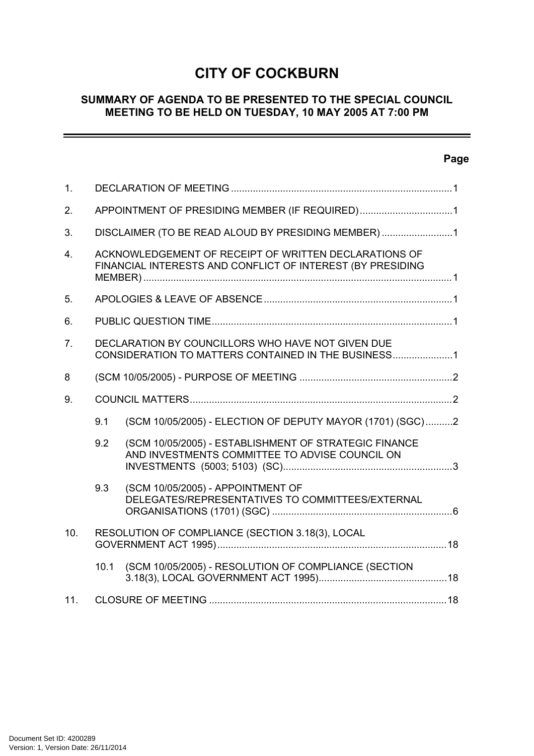# CITY OF COCKBURN

## SUMMARY OF AGENDA TO BE PRESENTED TO THE SPECIAL COUNCIL MEETING TO BE HELD ON TUESDAY, 10 MAY 2005 AT 7:00 PM

| | | Page |
|---|---|---|
| 1. | DECLARATION OF MEETING | 1 |
| 2. | APPOINTMENT OF PRESIDING MEMBER (IF REQUIRED) | 1 |
| 3. | DISCLAIMER (TO BE READ ALOUD BY PRESIDING MEMBER) | 1 |
| 4. | ACKNOWLEDGEMENT OF RECEIPT OF WRITTEN DECLARATIONS OF FINANCIAL INTERESTS AND CONFLICT OF INTEREST (BY PRESIDING MEMBER) | 1 |
| 5. | APOLOGIES & LEAVE OF ABSENCE | 1 |
| 6. | PUBLIC QUESTION TIME | 1 |
| 7. | DECLARATION BY COUNCILLORS WHO HAVE NOT GIVEN DUE CONSIDERATION TO MATTERS CONTAINED IN THE BUSINESS | 1 |
| 8 | (SCM 10/05/2005) - PURPOSE OF MEETING | 2 |
| 9. | COUNCIL MATTERS | 2 |
| 9.1 | (SCM 10/05/2005) - ELECTION OF DEPUTY MAYOR (1701) (SGC) | 2 |
| 9.2 | (SCM 10/05/2005) - ESTABLISHMENT OF STRATEGIC FINANCE AND INVESTMENTS COMMITTEE TO ADVISE COUNCIL ON INVESTMENTS (5003; 5103) (SC) | 3 |
| 9.3 | (SCM 10/05/2005) - APPOINTMENT OF DELEGATES/REPRESENTATIVES TO COMMITTEES/EXTERNAL ORGANISATIONS (1701) (SGC) | 6 |
| 10. | RESOLUTION OF COMPLIANCE (SECTION 3.18(3), LOCAL GOVERNMENT ACT 1995) | 18 |
| 10.1 | (SCM 10/05/2005) - RESOLUTION OF COMPLIANCE (SECTION 3.18(3), LOCAL GOVERNMENT ACT 1995) | 18 |
| 11. | CLOSURE OF MEETING | 18 |

Document Set ID: 4200289
Version: 1, Version Date: 26/11/2014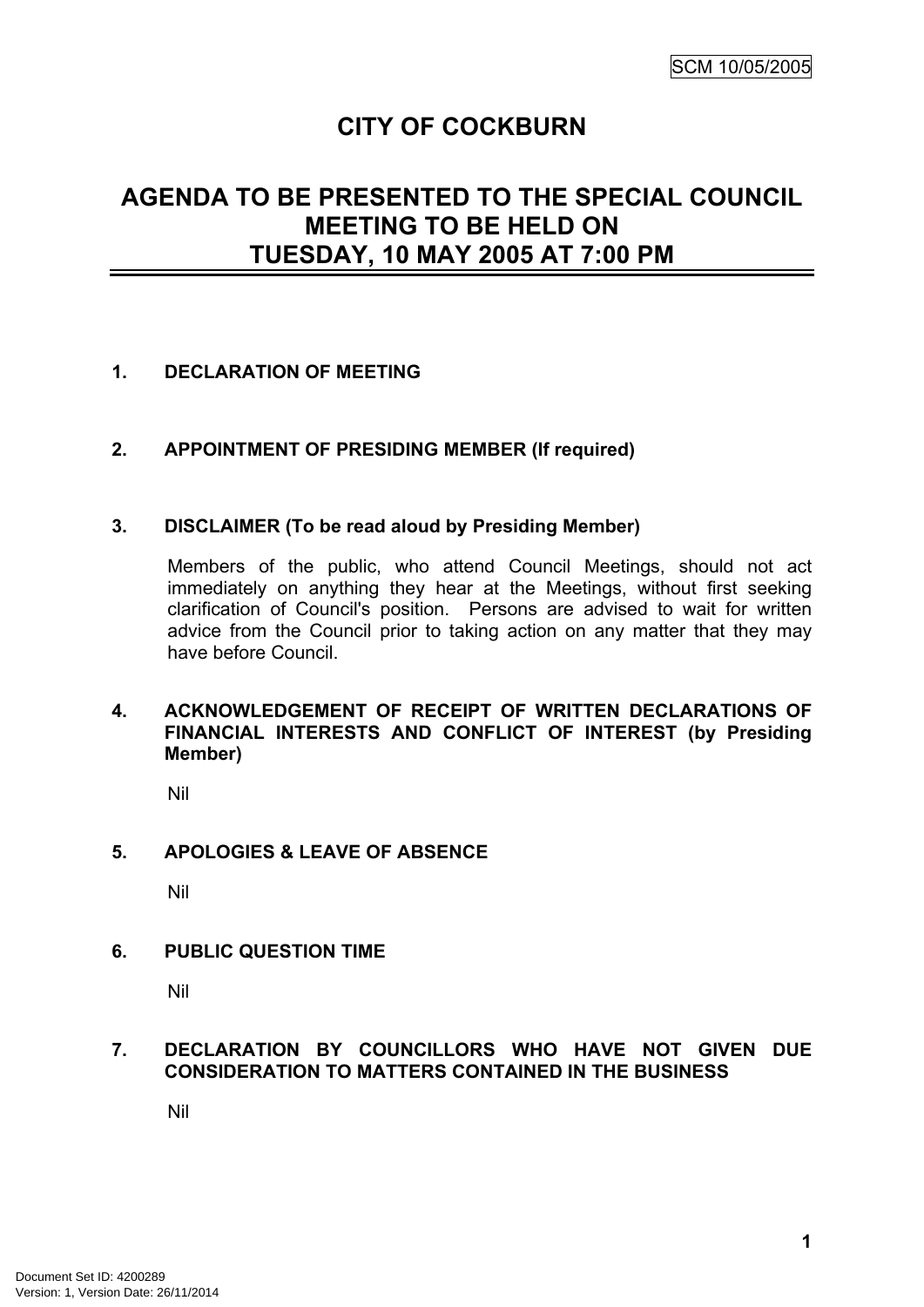# CITY OF COCKBURN

## AGENDA TO BE PRESENTED TO THE SPECIAL COUNCIL MEETING TO BE HELD ON TUESDAY, 10 MAY 2005 AT 7:00 PM

**1. DECLARATION OF MEETING**

**2. APPOINTMENT OF PRESIDING MEMBER (If required)**

**3. DISCLAIMER (To be read aloud by Presiding Member)**

Members of the public, who attend Council Meetings, should not act immediately on anything they hear at the Meetings, without first seeking clarification of Council's position. Persons are advised to wait for written advice from the Council prior to taking action on any matter that they may have before Council.

**4. ACKNOWLEDGEMENT OF RECEIPT OF WRITTEN DECLARATIONS OF FINANCIAL INTERESTS AND CONFLICT OF INTEREST (by Presiding Member)**

Nil

**5. APOLOGIES & LEAVE OF ABSENCE**

Nil

**6. PUBLIC QUESTION TIME**

Nil

**7. DECLARATION BY COUNCILLORS WHO HAVE NOT GIVEN DUE CONSIDERATION TO MATTERS CONTAINED IN THE BUSINESS**

Nil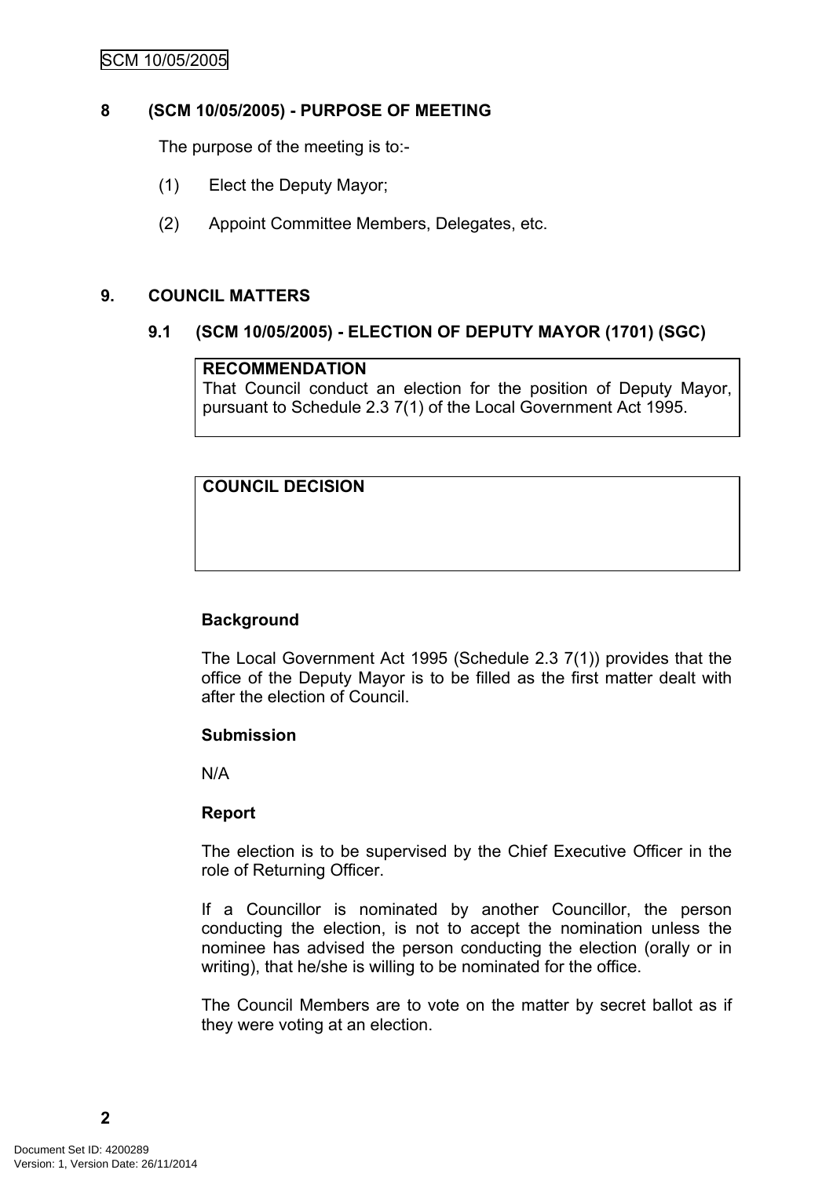## 8 (SCM 10/05/2005) - PURPOSE OF MEETING

The purpose of the meeting is to:-

(1) Elect the Deputy Mayor;

(2) Appoint Committee Members, Delegates, etc.

## 9. COUNCIL MATTERS

### 9.1 (SCM 10/05/2005) - ELECTION OF DEPUTY MAYOR (1701) (SGC)

**RECOMMENDATION**
That Council conduct an election for the position of Deputy Mayor, pursuant to Schedule 2.3 7(1) of the Local Government Act 1995.

**COUNCIL DECISION**

**Background**

The Local Government Act 1995 (Schedule 2.3 7(1)) provides that the office of the Deputy Mayor is to be filled as the first matter dealt with after the election of Council.

**Submission**

N/A

**Report**

The election is to be supervised by the Chief Executive Officer in the role of Returning Officer.

If a Councillor is nominated by another Councillor, the person conducting the election, is not to accept the nomination unless the nominee has advised the person conducting the election (orally or in writing), that he/she is willing to be nominated for the office.

The Council Members are to vote on the matter by secret ballot as if they were voting at an election.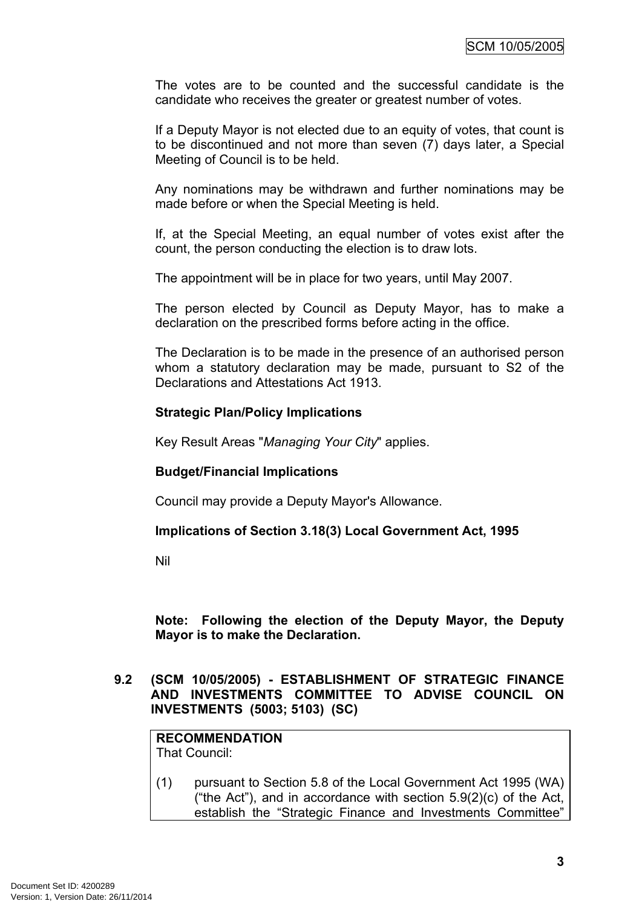The votes are to be counted and the successful candidate is the candidate who receives the greater or greatest number of votes.

If a Deputy Mayor is not elected due to an equity of votes, that count is to be discontinued and not more than seven (7) days later, a Special Meeting of Council is to be held.

Any nominations may be withdrawn and further nominations may be made before or when the Special Meeting is held.

If, at the Special Meeting, an equal number of votes exist after the count, the person conducting the election is to draw lots.

The appointment will be in place for two years, until May 2007.

The person elected by Council as Deputy Mayor, has to make a declaration on the prescribed forms before acting in the office.

The Declaration is to be made in the presence of an authorised person whom a statutory declaration may be made, pursuant to S2 of the Declarations and Attestations Act 1913.

**Strategic Plan/Policy Implications**

Key Result Areas "*Managing Your City*" applies.

**Budget/Financial Implications**

Council may provide a Deputy Mayor's Allowance.

**Implications of Section 3.18(3) Local Government Act, 1995**

Nil

**Note: Following the election of the Deputy Mayor, the Deputy Mayor is to make the Declaration.**

## 9.2 (SCM 10/05/2005) - ESTABLISHMENT OF STRATEGIC FINANCE AND INVESTMENTS COMMITTEE TO ADVISE COUNCIL ON INVESTMENTS (5003; 5103) (SC)

**RECOMMENDATION**

That Council:

(1) pursuant to Section 5.8 of the Local Government Act 1995 (WA) ("the Act"), and in accordance with section 5.9(2)(c) of the Act, establish the "Strategic Finance and Investments Committee"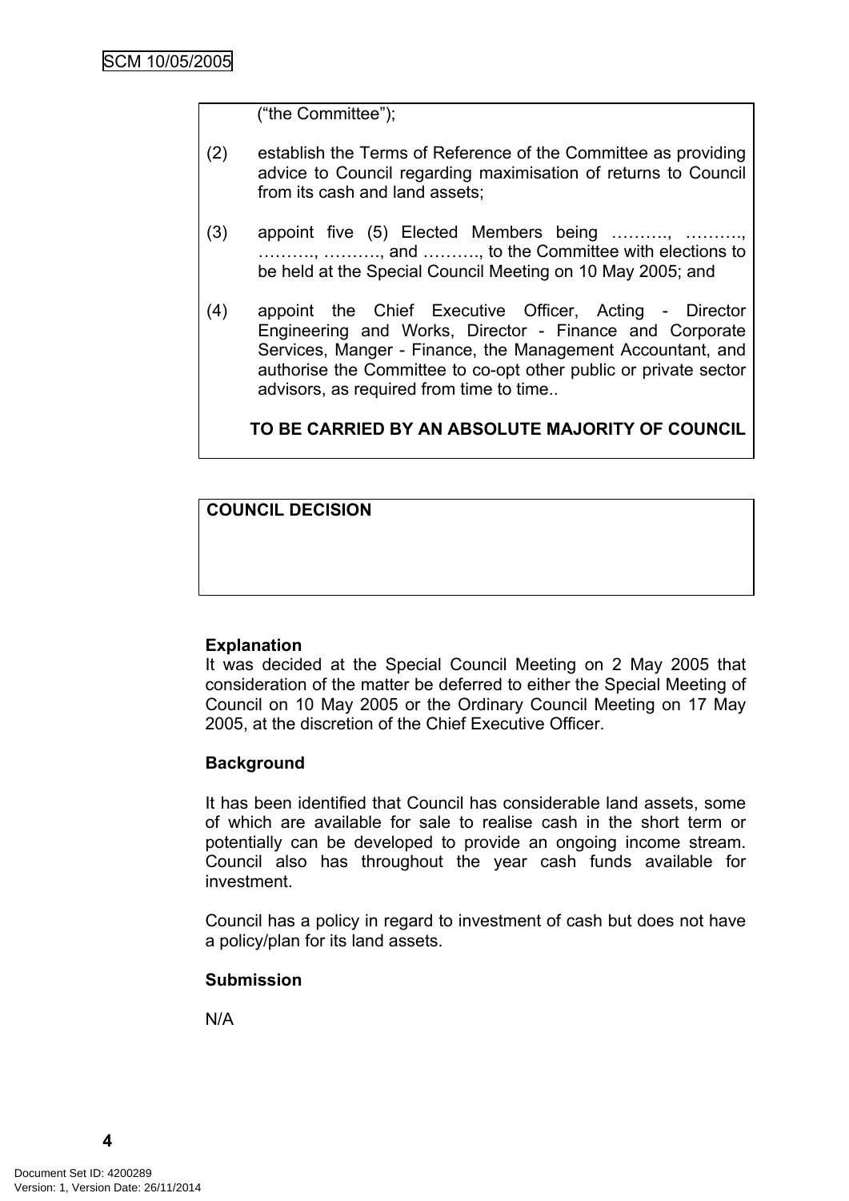("the Committee");

(2) establish the Terms of Reference of the Committee as providing advice to Council regarding maximisation of returns to Council from its cash and land assets;

(3) appoint five (5) Elected Members being ………., ………., ………., ………., and ………., to the Committee with elections to be held at the Special Council Meeting on 10 May 2005; and

(4) appoint the Chief Executive Officer, Acting - Director Engineering and Works, Director - Finance and Corporate Services, Manger - Finance, the Management Accountant, and authorise the Committee to co-opt other public or private sector advisors, as required from time to time..

**TO BE CARRIED BY AN ABSOLUTE MAJORITY OF COUNCIL**

**COUNCIL DECISION**

**Explanation**

It was decided at the Special Council Meeting on 2 May 2005 that consideration of the matter be deferred to either the Special Meeting of Council on 10 May 2005 or the Ordinary Council Meeting on 17 May 2005, at the discretion of the Chief Executive Officer.

**Background**

It has been identified that Council has considerable land assets, some of which are available for sale to realise cash in the short term or potentially can be developed to provide an ongoing income stream. Council also has throughout the year cash funds available for investment.

Council has a policy in regard to investment of cash but does not have a policy/plan for its land assets.

**Submission**

N/A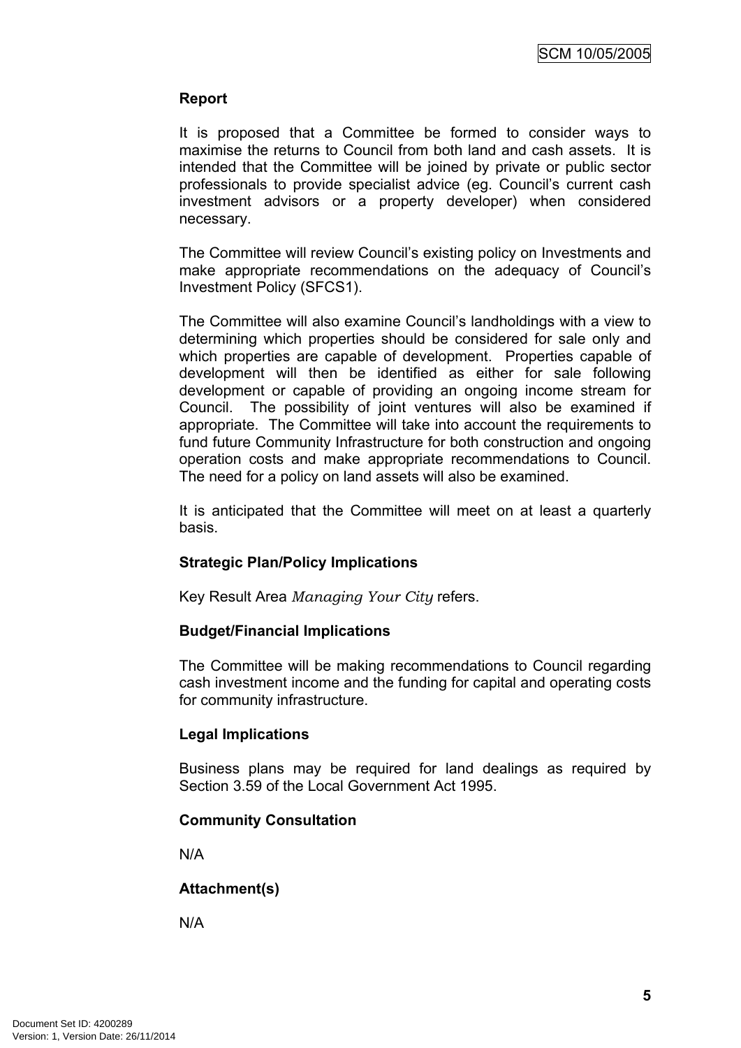**Report**

It is proposed that a Committee be formed to consider ways to maximise the returns to Council from both land and cash assets. It is intended that the Committee will be joined by private or public sector professionals to provide specialist advice (eg. Council's current cash investment advisors or a property developer) when considered necessary.

The Committee will review Council's existing policy on Investments and make appropriate recommendations on the adequacy of Council's Investment Policy (SFCS1).

The Committee will also examine Council's landholdings with a view to determining which properties should be considered for sale only and which properties are capable of development. Properties capable of development will then be identified as either for sale following development or capable of providing an ongoing income stream for Council. The possibility of joint ventures will also be examined if appropriate. The Committee will take into account the requirements to fund future Community Infrastructure for both construction and ongoing operation costs and make appropriate recommendations to Council. The need for a policy on land assets will also be examined.

It is anticipated that the Committee will meet on at least a quarterly basis.

**Strategic Plan/Policy Implications**

Key Result Area *Managing Your City* refers.

**Budget/Financial Implications**

The Committee will be making recommendations to Council regarding cash investment income and the funding for capital and operating costs for community infrastructure.

**Legal Implications**

Business plans may be required for land dealings as required by Section 3.59 of the Local Government Act 1995.

**Community Consultation**

N/A

**Attachment(s)**

N/A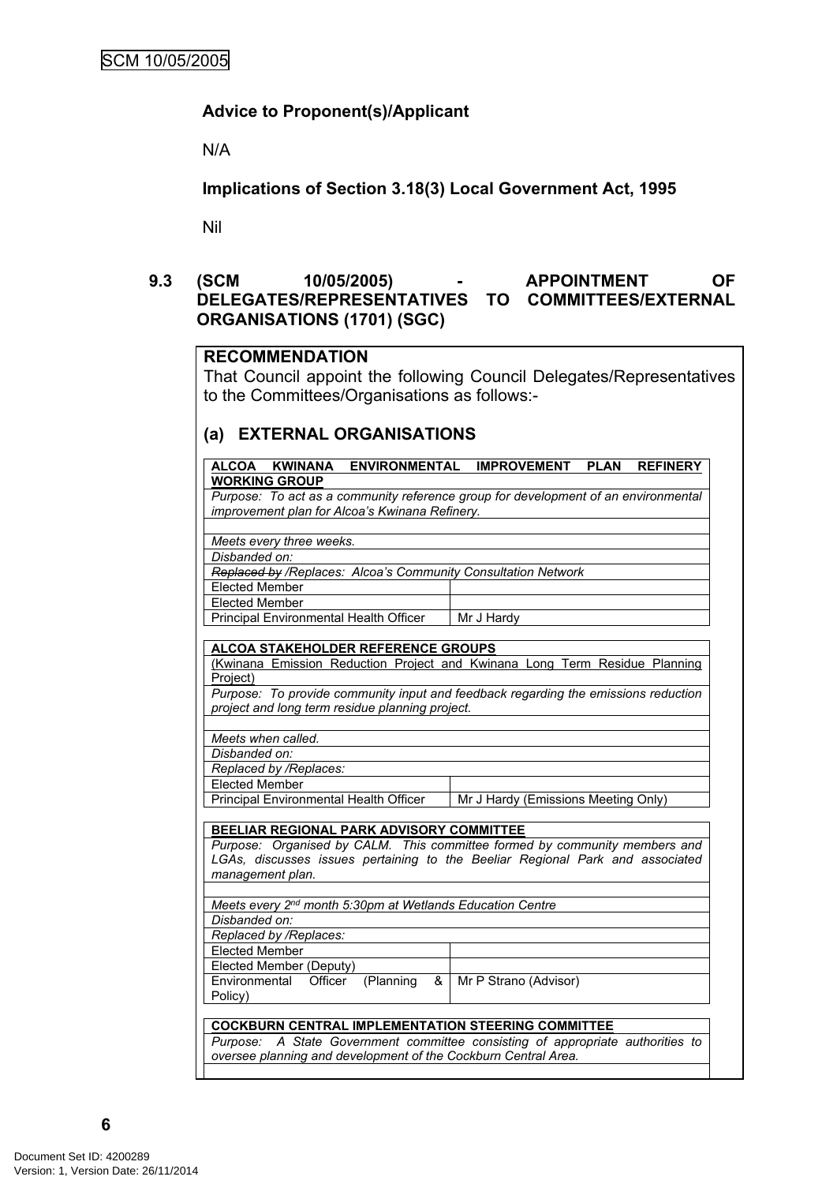**Advice to Proponent(s)/Applicant**

N/A

**Implications of Section 3.18(3) Local Government Act, 1995**

Nil

## 9.3 (SCM 10/05/2005) - APPOINTMENT OF DELEGATES/REPRESENTATIVES TO COMMITTEES/EXTERNAL ORGANISATIONS (1701) (SGC)

**RECOMMENDATION**

That Council appoint the following Council Delegates/Representatives to the Committees/Organisations as follows:-

### (a) EXTERNAL ORGANISATIONS

| **ALCOA KWINANA ENVIRONMENTAL IMPROVEMENT PLAN REFINERY WORKING GROUP** | |
|---|---|
| *Purpose: To act as a community reference group for development of an environmental improvement plan for Alcoa's Kwinana Refinery.* | |
| | |
| *Meets every three weeks.* | |
| *Disbanded on:* | |
| *~~Replaced by~~ /Replaces: Alcoa's Community Consultation Network* | |
| Elected Member | |
| Elected Member | |
| Principal Environmental Health Officer | Mr J Hardy |

| **ALCOA STAKEHOLDER REFERENCE GROUPS** | |
|---|---|
| (Kwinana Emission Reduction Project and Kwinana Long Term Residue Planning Project) | |
| *Purpose: To provide community input and feedback regarding the emissions reduction project and long term residue planning project.* | |
| | |
| *Meets when called.* | |
| *Disbanded on:* | |
| *Replaced by /Replaces:* | |
| Elected Member | |
| Principal Environmental Health Officer | Mr J Hardy (Emissions Meeting Only) |

| **BEELIAR REGIONAL PARK ADVISORY COMMITTEE** | |
|---|---|
| *Purpose: Organised by CALM. This committee formed by community members and LGAs, discusses issues pertaining to the Beeliar Regional Park and associated management plan.* | |
| | |
| *Meets every 2nd month 5:30pm at Wetlands Education Centre* | |
| *Disbanded on:* | |
| *Replaced by /Replaces:* | |
| Elected Member | |
| Elected Member (Deputy) | |
| Environmental Officer (Planning & Policy) | Mr P Strano (Advisor) |

| **COCKBURN CENTRAL IMPLEMENTATION STEERING COMMITTEE** | |
|---|---|
| *Purpose: A State Government committee consisting of appropriate authorities to oversee planning and development of the Cockburn Central Area.* | |
| | |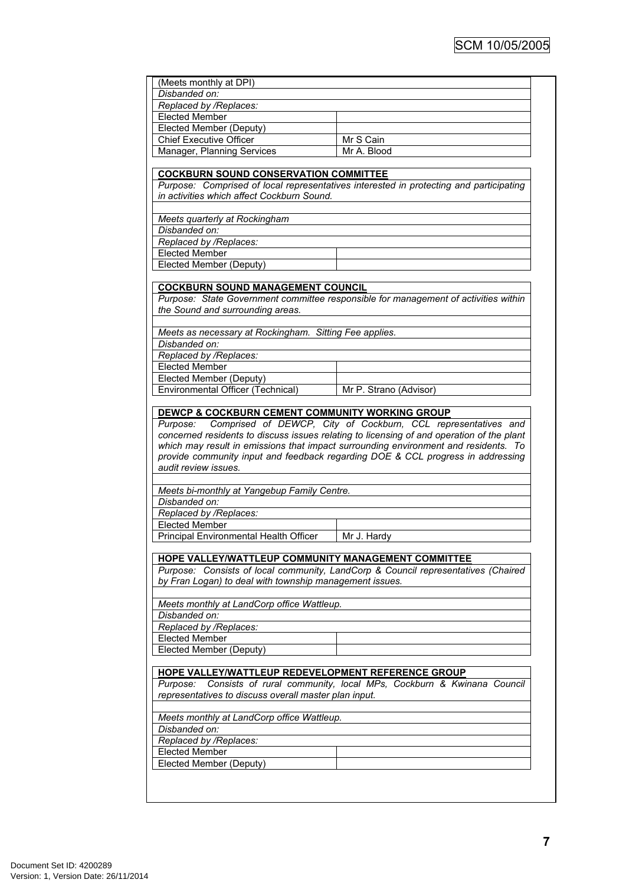| (Meets monthly at DPI) | |
|---|---|
| *Disbanded on:* | |
| *Replaced by /Replaces:* | |
| Elected Member | |
| Elected Member (Deputy) | |
| Chief Executive Officer | Mr S Cain |
| Manager, Planning Services | Mr A. Blood |

| **COCKBURN SOUND CONSERVATION COMMITTEE** | |
|---|---|
| *Purpose: Comprised of local representatives interested in protecting and participating in activities which affect Cockburn Sound.* | |
| | |
| *Meets quarterly at Rockingham* | |
| *Disbanded on:* | |
| *Replaced by /Replaces:* | |
| Elected Member | |
| Elected Member (Deputy) | |

| **COCKBURN SOUND MANAGEMENT COUNCIL** | |
|---|---|
| *Purpose: State Government committee responsible for management of activities within the Sound and surrounding areas.* | |
| | |
| *Meets as necessary at Rockingham. Sitting Fee applies.* | |
| *Disbanded on:* | |
| *Replaced by /Replaces:* | |
| Elected Member | |
| Elected Member (Deputy) | |
| Environmental Officer (Technical) | Mr P. Strano (Advisor) |

| **DEWCP & COCKBURN CEMENT COMMUNITY WORKING GROUP** | |
|---|---|
| *Purpose: Comprised of DEWCP, City of Cockburn, CCL representatives and concerned residents to discuss issues relating to licensing of and operation of the plant which may result in emissions that impact surrounding environment and residents. To provide community input and feedback regarding DOE & CCL progress in addressing audit review issues.* | |
| | |
| *Meets bi-monthly at Yangebup Family Centre.* | |
| *Disbanded on:* | |
| *Replaced by /Replaces:* | |
| Elected Member | |
| Principal Environmental Health Officer | Mr J. Hardy |

| **HOPE VALLEY/WATTLEUP COMMUNITY MANAGEMENT COMMITTEE** | |
|---|---|
| *Purpose: Consists of local community, LandCorp & Council representatives (Chaired by Fran Logan) to deal with township management issues.* | |
| | |
| *Meets monthly at LandCorp office Wattleup.* | |
| *Disbanded on:* | |
| *Replaced by /Replaces:* | |
| Elected Member | |
| Elected Member (Deputy) | |

| **HOPE VALLEY/WATTLEUP REDEVELOPMENT REFERENCE GROUP** | |
|---|---|
| *Purpose: Consists of rural community, local MPs, Cockburn & Kwinana Council representatives to discuss overall master plan input.* | |
| | |
| *Meets monthly at LandCorp office Wattleup.* | |
| *Disbanded on:* | |
| *Replaced by /Replaces:* | |
| Elected Member | |
| Elected Member (Deputy) | |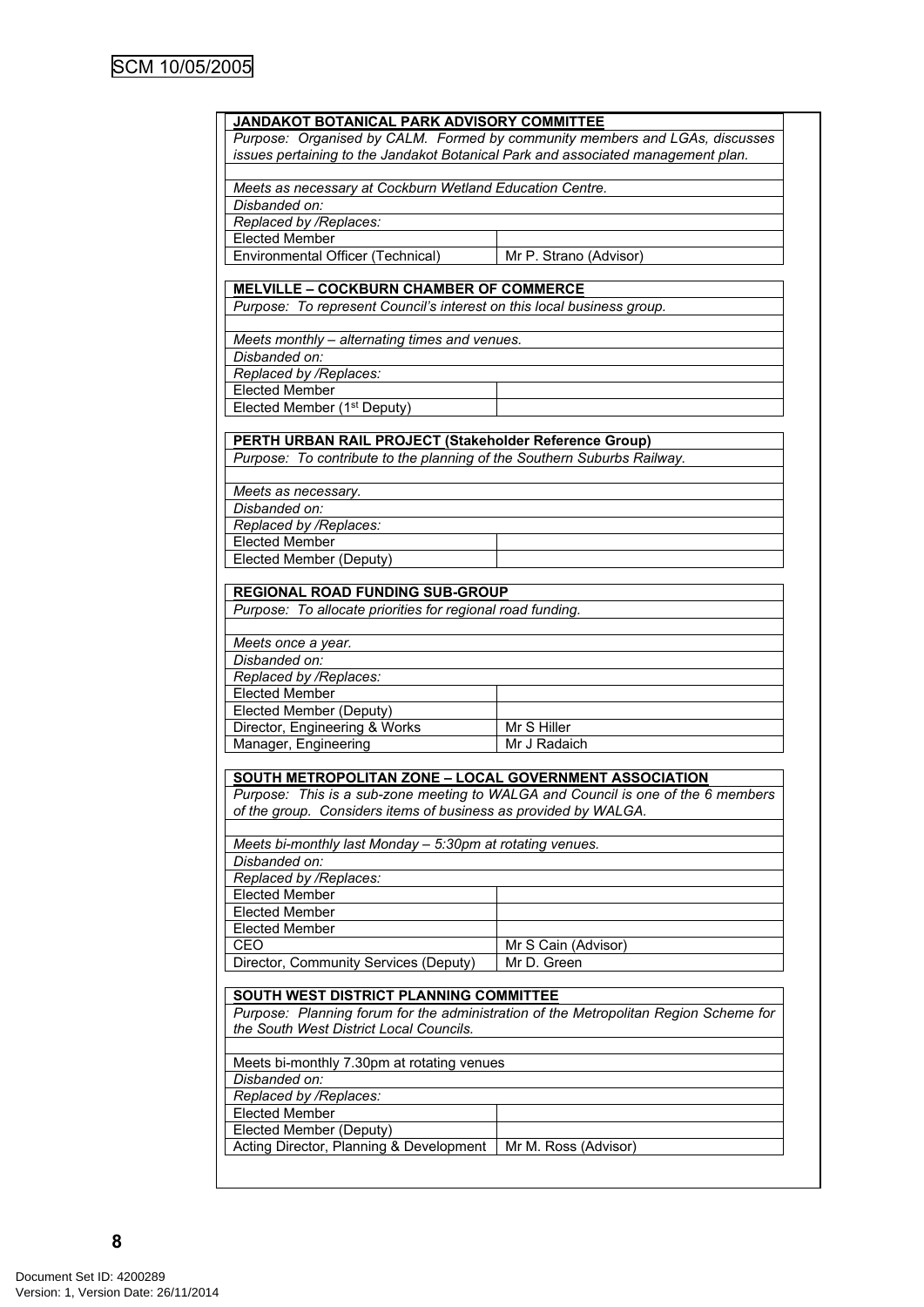| **JANDAKOT BOTANICAL PARK ADVISORY COMMITTEE** | |
|---|---|
| *Purpose: Organised by CALM. Formed by community members and LGAs, discusses issues pertaining to the Jandakot Botanical Park and associated management plan.* | |
| | |
| *Meets as necessary at Cockburn Wetland Education Centre.* | |
| *Disbanded on:* | |
| *Replaced by /Replaces:* | |
| Elected Member | |
| Environmental Officer (Technical) | Mr P. Strano (Advisor) |

| **MELVILLE – COCKBURN CHAMBER OF COMMERCE** | |
|---|---|
| *Purpose: To represent Council's interest on this local business group.* | |
| | |
| *Meets monthly – alternating times and venues.* | |
| *Disbanded on:* | |
| *Replaced by /Replaces:* | |
| Elected Member | |
| Elected Member (1st Deputy) | |

| **PERTH URBAN RAIL PROJECT (Stakeholder Reference Group)** | |
|---|---|
| *Purpose: To contribute to the planning of the Southern Suburbs Railway.* | |
| | |
| *Meets as necessary.* | |
| *Disbanded on:* | |
| *Replaced by /Replaces:* | |
| Elected Member | |
| Elected Member (Deputy) | |

| **REGIONAL ROAD FUNDING SUB-GROUP** | |
|---|---|
| *Purpose: To allocate priorities for regional road funding.* | |
| | |
| *Meets once a year.* | |
| *Disbanded on:* | |
| *Replaced by /Replaces:* | |
| Elected Member | |
| Elected Member (Deputy) | |
| Director, Engineering & Works | Mr S Hiller |
| Manager, Engineering | Mr J Radaich |

| **SOUTH METROPOLITAN ZONE – LOCAL GOVERNMENT ASSOCIATION** | |
|---|---|
| *Purpose: This is a sub-zone meeting to WALGA and Council is one of the 6 members of the group. Considers items of business as provided by WALGA.* | |
| | |
| *Meets bi-monthly last Monday – 5:30pm at rotating venues.* | |
| *Disbanded on:* | |
| *Replaced by /Replaces:* | |
| Elected Member | |
| Elected Member | |
| Elected Member | |
| CEO | Mr S Cain (Advisor) |
| Director, Community Services (Deputy) | Mr D. Green |

| **SOUTH WEST DISTRICT PLANNING COMMITTEE** | |
|---|---|
| *Purpose: Planning forum for the administration of the Metropolitan Region Scheme for the South West District Local Councils.* | |
| | |
| Meets bi-monthly 7.30pm at rotating venues | |
| *Disbanded on:* | |
| *Replaced by /Replaces:* | |
| Elected Member | |
| Elected Member (Deputy) | |
| Acting Director, Planning & Development | Mr M. Ross (Advisor) |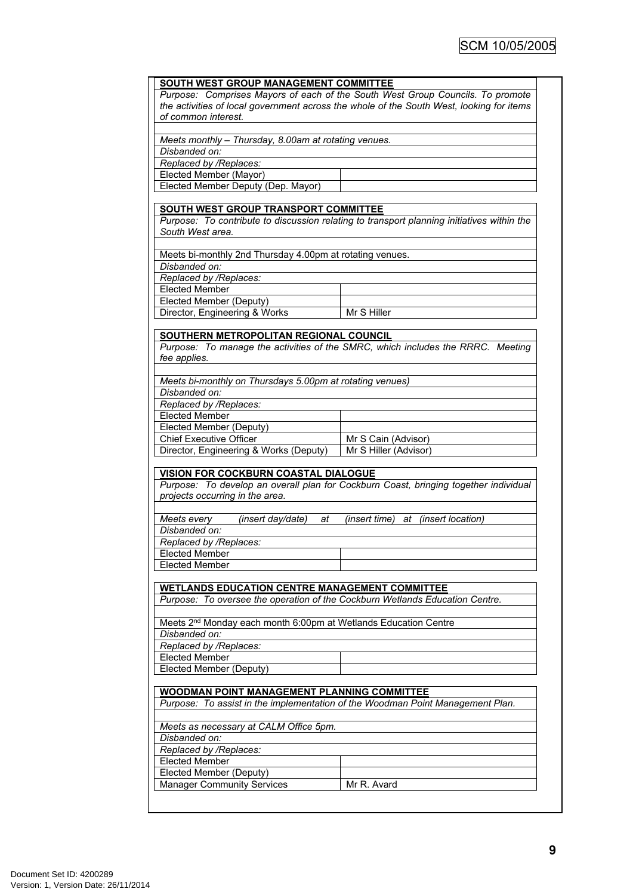| **SOUTH WEST GROUP MANAGEMENT COMMITTEE** | |
|---|---|
| *Purpose: Comprises Mayors of each of the South West Group Councils. To promote the activities of local government across the whole of the South West, looking for items of common interest.* | |
| | |
| *Meets monthly – Thursday, 8.00am at rotating venues.* | |
| *Disbanded on:* | |
| *Replaced by /Replaces:* | |
| Elected Member (Mayor) | |
| Elected Member Deputy (Dep. Mayor) | |

| **SOUTH WEST GROUP TRANSPORT COMMITTEE** | |
|---|---|
| *Purpose: To contribute to discussion relating to transport planning initiatives within the South West area.* | |
| | |
| Meets bi-monthly 2nd Thursday 4.00pm at rotating venues. | |
| *Disbanded on:* | |
| *Replaced by /Replaces:* | |
| Elected Member | |
| Elected Member (Deputy) | |
| Director, Engineering & Works | Mr S Hiller |

| **SOUTHERN METROPOLITAN REGIONAL COUNCIL** | |
|---|---|
| *Purpose: To manage the activities of the SMRC, which includes the RRRC. Meeting fee applies.* | |
| | |
| *Meets bi-monthly on Thursdays 5.00pm at rotating venues)* | |
| *Disbanded on:* | |
| *Replaced by /Replaces:* | |
| Elected Member | |
| Elected Member (Deputy) | |
| Chief Executive Officer | Mr S Cain (Advisor) |
| Director, Engineering & Works (Deputy) | Mr S Hiller (Advisor) |

| **VISION FOR COCKBURN COASTAL DIALOGUE** | |
|---|---|
| *Purpose: To develop an overall plan for Cockburn Coast, bringing together individual projects occurring in the area.* | |
| | |
| *Meets every (insert day/date) at (insert time) at (insert location)* | |
| *Disbanded on:* | |
| *Replaced by /Replaces:* | |
| Elected Member | |
| Elected Member | |

| **WETLANDS EDUCATION CENTRE MANAGEMENT COMMITTEE** | |
|---|---|
| *Purpose: To oversee the operation of the Cockburn Wetlands Education Centre.* | |
| | |
| Meets 2nd Monday each month 6:00pm at Wetlands Education Centre | |
| *Disbanded on:* | |
| *Replaced by /Replaces:* | |
| Elected Member | |
| Elected Member (Deputy) | |

| **WOODMAN POINT MANAGEMENT PLANNING COMMITTEE** | |
|---|---|
| *Purpose: To assist in the implementation of the Woodman Point Management Plan.* | |
| | |
| *Meets as necessary at CALM Office 5pm.* | |
| *Disbanded on:* | |
| *Replaced by /Replaces:* | |
| Elected Member | |
| Elected Member (Deputy) | |
| Manager Community Services | Mr R. Avard |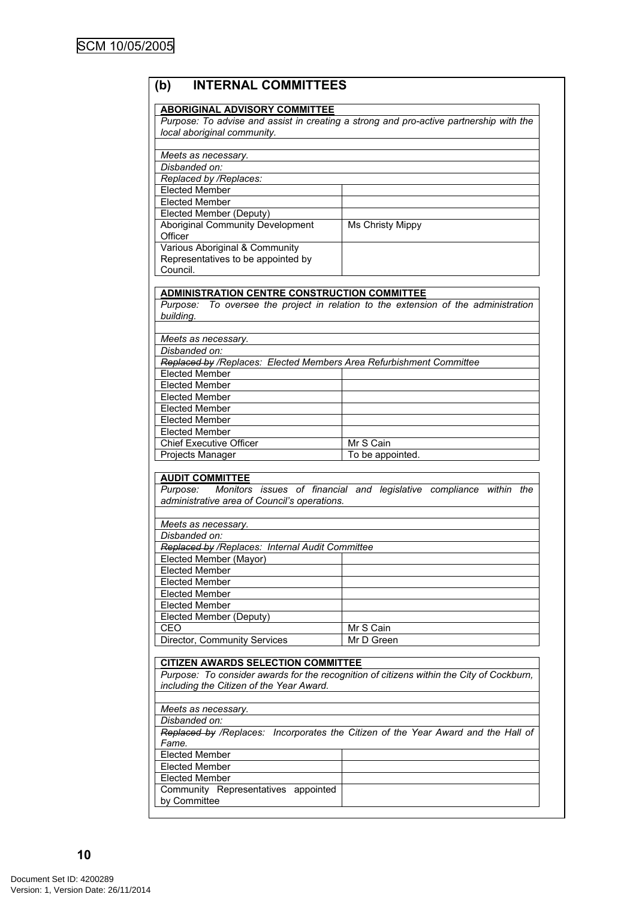## (b) INTERNAL COMMITTEES

| **ABORIGINAL ADVISORY COMMITTEE** | |
|---|---|
| *Purpose: To advise and assist in creating a strong and pro-active partnership with the local aboriginal community.* | |
| | |
| *Meets as necessary.* | |
| *Disbanded on:* | |
| *Replaced by /Replaces:* | |
| Elected Member | |
| Elected Member | |
| Elected Member (Deputy) | |
| Aboriginal Community Development Officer | Ms Christy Mippy |
| Various Aboriginal & Community Representatives to be appointed by Council. | |

| **ADMINISTRATION CENTRE CONSTRUCTION COMMITTEE** | |
|---|---|
| *Purpose: To oversee the project in relation to the extension of the administration building.* | |
| | |
| *Meets as necessary.* | |
| *Disbanded on:* | |
| *~~Replaced by~~ /Replaces: Elected Members Area Refurbishment Committee* | |
| Elected Member | |
| Elected Member | |
| Elected Member | |
| Elected Member | |
| Elected Member | |
| Elected Member | |
| Chief Executive Officer | Mr S Cain |
| Projects Manager | To be appointed. |

| **AUDIT COMMITTEE** | |
|---|---|
| *Purpose: Monitors issues of financial and legislative compliance within the administrative area of Council's operations.* | |
| | |
| *Meets as necessary.* | |
| *Disbanded on:* | |
| *~~Replaced by~~ /Replaces: Internal Audit Committee* | |
| Elected Member (Mayor) | |
| Elected Member | |
| Elected Member | |
| Elected Member | |
| Elected Member | |
| Elected Member (Deputy) | |
| CEO | Mr S Cain |
| Director, Community Services | Mr D Green |

| **CITIZEN AWARDS SELECTION COMMITTEE** | |
|---|---|
| *Purpose: To consider awards for the recognition of citizens within the City of Cockburn, including the Citizen of the Year Award.* | |
| | |
| *Meets as necessary.* | |
| *Disbanded on:* | |
| *~~Replaced by~~ /Replaces: Incorporates the Citizen of the Year Award and the Hall of Fame.* | |
| Elected Member | |
| Elected Member | |
| Elected Member | |
| Community Representatives appointed by Committee | |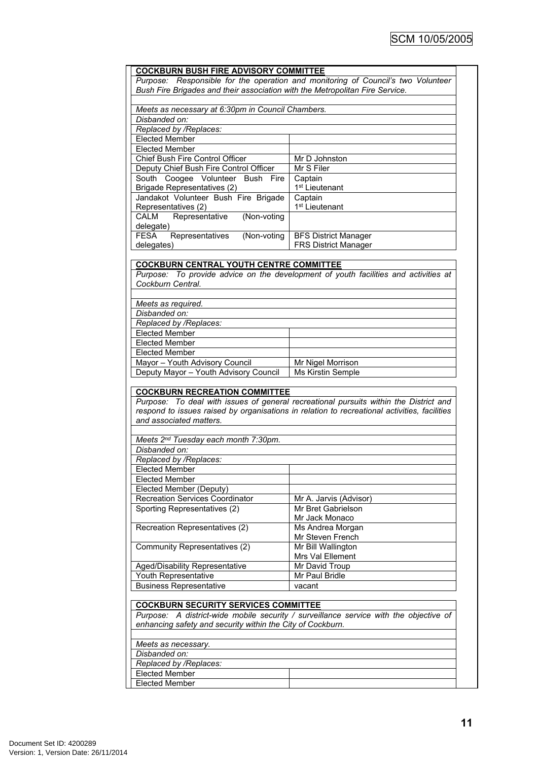| **COCKBURN BUSH FIRE ADVISORY COMMITTEE** | |
|---|---|
| *Purpose: Responsible for the operation and monitoring of Council's two Volunteer Bush Fire Brigades and their association with the Metropolitan Fire Service.* | |
| | |
| *Meets as necessary at 6:30pm in Council Chambers.* | |
| *Disbanded on:* | |
| *Replaced by /Replaces:* | |
| Elected Member | |
| Elected Member | |
| Chief Bush Fire Control Officer | Mr D Johnston |
| Deputy Chief Bush Fire Control Officer | Mr S Filer |
| South Coogee Volunteer Bush Fire Brigade Representatives (2) | Captain<br>1st Lieutenant |
| Jandakot Volunteer Bush Fire Brigade Representatives (2) | Captain<br>1st Lieutenant |
| CALM Representative (Non-voting delegate) | |
| FESA Representatives (Non-voting delegates) | BFS District Manager<br>FRS District Manager |

| **COCKBURN CENTRAL YOUTH CENTRE COMMITTEE** | |
|---|---|
| *Purpose: To provide advice on the development of youth facilities and activities at Cockburn Central.* | |
| | |
| *Meets as required.* | |
| *Disbanded on:* | |
| *Replaced by /Replaces:* | |
| Elected Member | |
| Elected Member | |
| Elected Member | |
| Mayor – Youth Advisory Council | Mr Nigel Morrison |
| Deputy Mayor – Youth Advisory Council | Ms Kirstin Semple |

| **COCKBURN RECREATION COMMITTEE** | |
|---|---|
| *Purpose: To deal with issues of general recreational pursuits within the District and respond to issues raised by organisations in relation to recreational activities, facilities and associated matters.* | |
| | |
| *Meets 2nd Tuesday each month 7:30pm.* | |
| *Disbanded on:* | |
| *Replaced by /Replaces:* | |
| Elected Member | |
| Elected Member | |
| Elected Member (Deputy) | |
| Recreation Services Coordinator | Mr A. Jarvis (Advisor) |
| Sporting Representatives (2) | Mr Bret Gabrielson<br>Mr Jack Monaco |
| Recreation Representatives (2) | Ms Andrea Morgan<br>Mr Steven French |
| Community Representatives (2) | Mr Bill Wallington<br>Mrs Val Ellement |
| Aged/Disability Representative | Mr David Troup |
| Youth Representative | Mr Paul Bridle |
| Business Representative | vacant |

| **COCKBURN SECURITY SERVICES COMMITTEE** | |
|---|---|
| *Purpose: A district-wide mobile security / surveillance service with the objective of enhancing safety and security within the City of Cockburn.* | |
| | |
| *Meets as necessary.* | |
| *Disbanded on:* | |
| *Replaced by /Replaces:* | |
| Elected Member | |
| Elected Member | |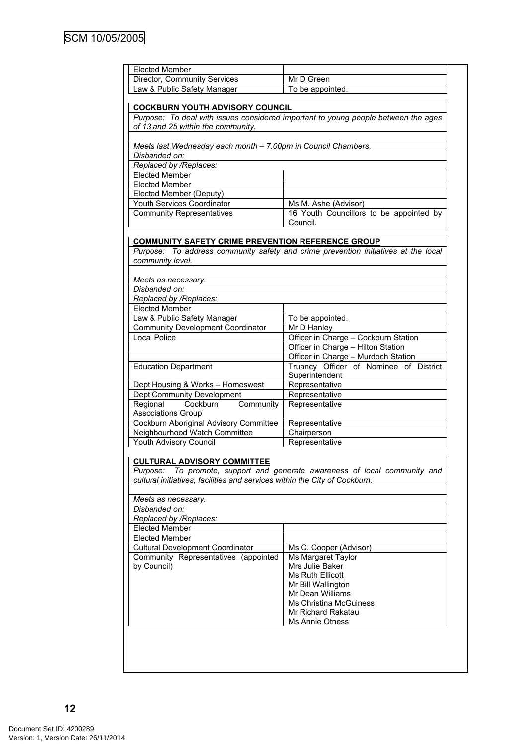| | |
|---|---|
| Elected Member | |
| Director, Community Services | Mr D Green |
| Law & Public Safety Manager | To be appointed. |

| **COCKBURN YOUTH ADVISORY COUNCIL** | |
|---|---|
| *Purpose: To deal with issues considered important to young people between the ages of 13 and 25 within the community.* | |
| | |
| *Meets last Wednesday each month – 7.00pm in Council Chambers.* | |
| *Disbanded on:* | |
| *Replaced by /Replaces:* | |
| Elected Member | |
| Elected Member | |
| Elected Member (Deputy) | |
| Youth Services Coordinator | Ms M. Ashe (Advisor) |
| Community Representatives | 16 Youth Councillors to be appointed by Council. |

| **COMMUNITY SAFETY CRIME PREVENTION REFERENCE GROUP** | |
|---|---|
| *Purpose: To address community safety and crime prevention initiatives at the local community level.* | |
| | |
| *Meets as necessary.* | |
| *Disbanded on:* | |
| *Replaced by /Replaces:* | |
| Elected Member | |
| Law & Public Safety Manager | To be appointed. |
| Community Development Coordinator | Mr D Hanley |
| Local Police | Officer in Charge – Cockburn Station |
| | Officer in Charge – Hilton Station |
| | Officer in Charge – Murdoch Station |
| Education Department | Truancy Officer of Nominee of District Superintendent |
| Dept Housing & Works – Homeswest | Representative |
| Dept Community Development | Representative |
| Regional Cockburn Community Associations Group | Representative |
| Cockburn Aboriginal Advisory Committee | Representative |
| Neighbourhood Watch Committee | Chairperson |
| Youth Advisory Council | Representative |

| **CULTURAL ADVISORY COMMITTEE** | |
|---|---|
| *Purpose: To promote, support and generate awareness of local community and cultural initiatives, facilities and services within the City of Cockburn.* | |
| | |
| *Meets as necessary.* | |
| *Disbanded on:* | |
| *Replaced by /Replaces:* | |
| Elected Member | |
| Elected Member | |
| Cultural Development Coordinator | Ms C. Cooper (Advisor) |
| Community Representatives (appointed by Council) | Ms Margaret Taylor<br>Mrs Julie Baker<br>Ms Ruth Ellicott<br>Mr Bill Wallington<br>Mr Dean Williams<br>Ms Christina McGuiness<br>Mr Richard Rakatau<br>Ms Annie Otness |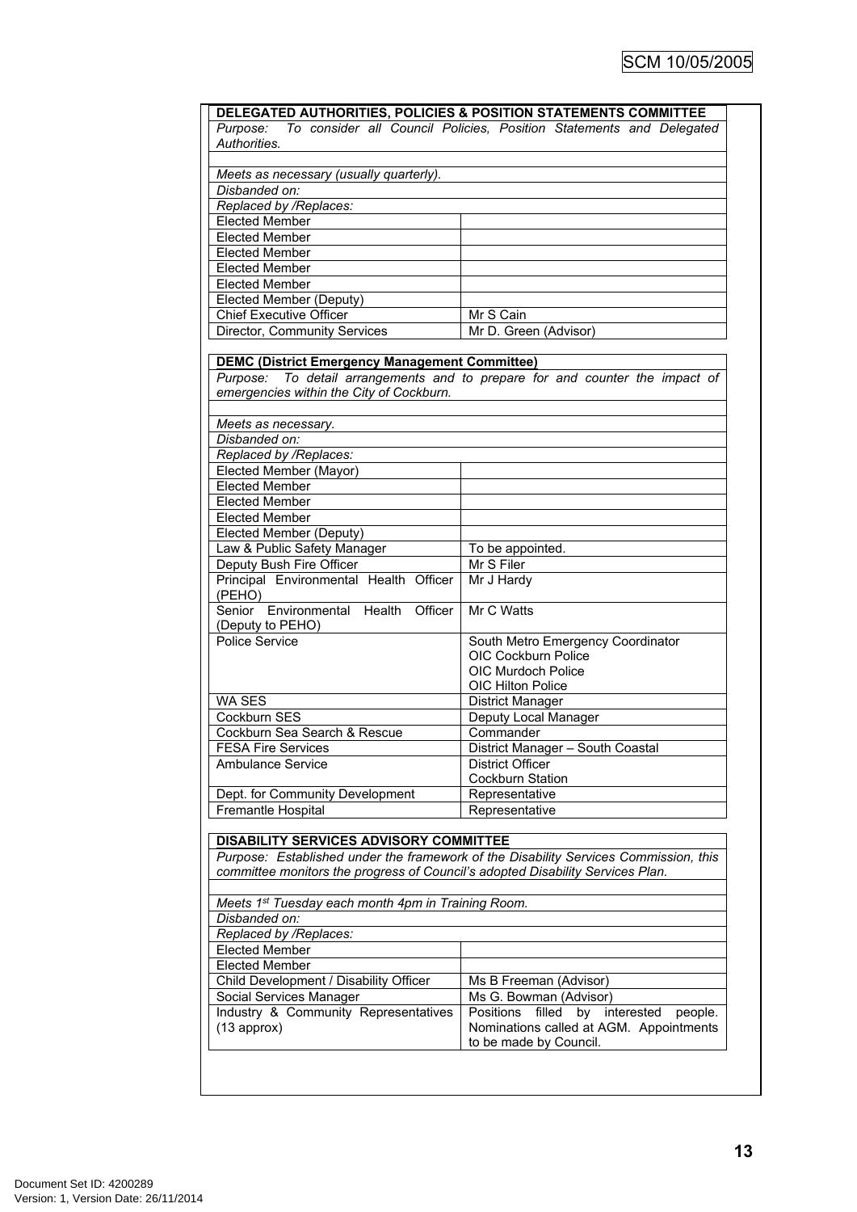| **DELEGATED AUTHORITIES, POLICIES & POSITION STATEMENTS COMMITTEE** | |
|---|---|
| *Purpose: To consider all Council Policies, Position Statements and Delegated Authorities.* | |
| | |
| *Meets as necessary (usually quarterly).* | |
| *Disbanded on:* | |
| *Replaced by /Replaces:* | |
| Elected Member | |
| Elected Member | |
| Elected Member | |
| Elected Member | |
| Elected Member | |
| Elected Member (Deputy) | |
| Chief Executive Officer | Mr S Cain |
| Director, Community Services | Mr D. Green (Advisor) |

| **DEMC (District Emergency Management Committee)** | |
|---|---|
| *Purpose: To detail arrangements and to prepare for and counter the impact of emergencies within the City of Cockburn.* | |
| | |
| *Meets as necessary.* | |
| *Disbanded on:* | |
| *Replaced by /Replaces:* | |
| Elected Member (Mayor) | |
| Elected Member | |
| Elected Member | |
| Elected Member | |
| Elected Member (Deputy) | |
| Law & Public Safety Manager | To be appointed. |
| Deputy Bush Fire Officer | Mr S Filer |
| Principal Environmental Health Officer (PEHO) | Mr J Hardy |
| Senior Environmental Health Officer (Deputy to PEHO) | Mr C Watts |
| Police Service | South Metro Emergency Coordinator<br>OIC Cockburn Police<br>OIC Murdoch Police<br>OIC Hilton Police |
| WA SES | District Manager |
| Cockburn SES | Deputy Local Manager |
| Cockburn Sea Search & Rescue | Commander |
| FESA Fire Services | District Manager – South Coastal |
| Ambulance Service | District Officer<br>Cockburn Station |
| Dept. for Community Development | Representative |
| Fremantle Hospital | Representative |

| **DISABILITY SERVICES ADVISORY COMMITTEE** | |
|---|---|
| *Purpose: Established under the framework of the Disability Services Commission, this committee monitors the progress of Council's adopted Disability Services Plan.* | |
| | |
| *Meets 1st Tuesday each month 4pm in Training Room.* | |
| *Disbanded on:* | |
| *Replaced by /Replaces:* | |
| Elected Member | |
| Elected Member | |
| Child Development / Disability Officer | Ms B Freeman (Advisor) |
| Social Services Manager | Ms G. Bowman (Advisor) |
| Industry & Community Representatives (13 approx) | Positions filled by interested people. Nominations called at AGM. Appointments to be made by Council. |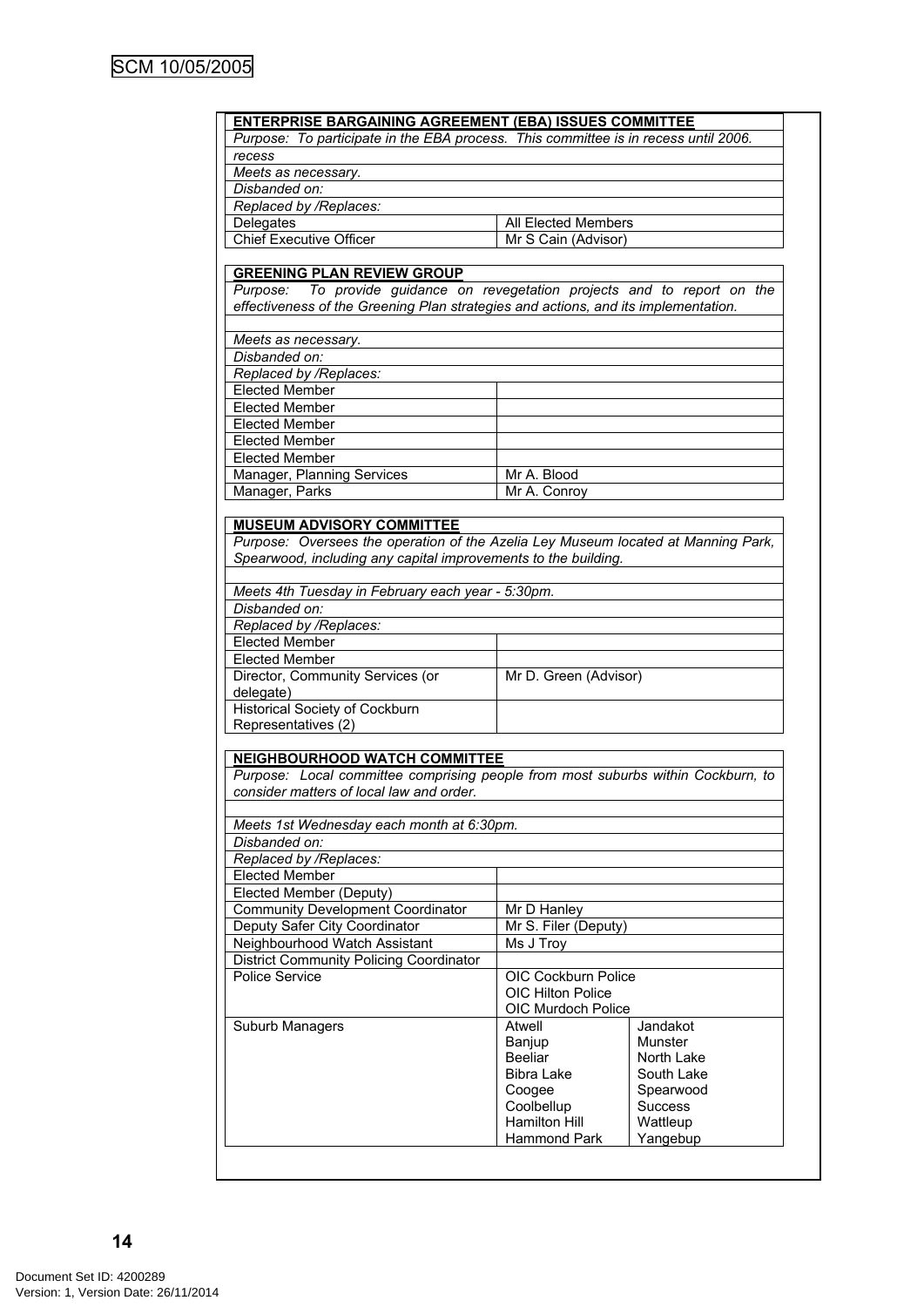| ENTERPRISE BARGAINING AGREEMENT (EBA) ISSUES COMMITTEE | |
|---|---|
| *Purpose: To participate in the EBA process. This committee is in recess until 2006.* | |
| *recess* | |
| *Meets as necessary.* | |
| *Disbanded on:* | |
| *Replaced by /Replaces:* | |
| Delegates | All Elected Members |
| Chief Executive Officer | Mr S Cain (Advisor) |

| GREENING PLAN REVIEW GROUP | |
|---|---|
| *Purpose: To provide guidance on revegetation projects and to report on the effectiveness of the Greening Plan strategies and actions, and its implementation.* | |
| | |
| *Meets as necessary.* | |
| *Disbanded on:* | |
| *Replaced by /Replaces:* | |
| Elected Member | |
| Elected Member | |
| Elected Member | |
| Elected Member | |
| Elected Member | |
| Manager, Planning Services | Mr A. Blood |
| Manager, Parks | Mr A. Conroy |

| MUSEUM ADVISORY COMMITTEE | |
|---|---|
| *Purpose: Oversees the operation of the Azelia Ley Museum located at Manning Park, Spearwood, including any capital improvements to the building.* | |
| | |
| *Meets 4th Tuesday in February each year - 5:30pm.* | |
| *Disbanded on:* | |
| *Replaced by /Replaces:* | |
| Elected Member | |
| Elected Member | |
| Director, Community Services (or delegate) | Mr D. Green (Advisor) |
| Historical Society of Cockburn Representatives (2) | |

| NEIGHBOURHOOD WATCH COMMITTEE | | |
|---|---|---|
| *Purpose: Local committee comprising people from most suburbs within Cockburn, to consider matters of local law and order.* | | |
| | | |
| *Meets 1st Wednesday each month at 6:30pm.* | | |
| *Disbanded on:* | | |
| *Replaced by /Replaces:* | | |
| Elected Member | | |
| Elected Member (Deputy) | | |
| Community Development Coordinator | Mr D Hanley | |
| Deputy Safer City Coordinator | Mr S. Filer (Deputy) | |
| Neighbourhood Watch Assistant | Ms J Troy | |
| District Community Policing Coordinator | | |
| Police Service | OIC Cockburn Police<br>OIC Hilton Police<br>OIC Murdoch Police | |
| Suburb Managers | Atwell<br>Banjup<br>Beeliar<br>Bibra Lake<br>Coogee<br>Coolbellup<br>Hamilton Hill<br>Hammond Park | Jandakot<br>Munster<br>North Lake<br>South Lake<br>Spearwood<br>Success<br>Wattleup<br>Yangebup |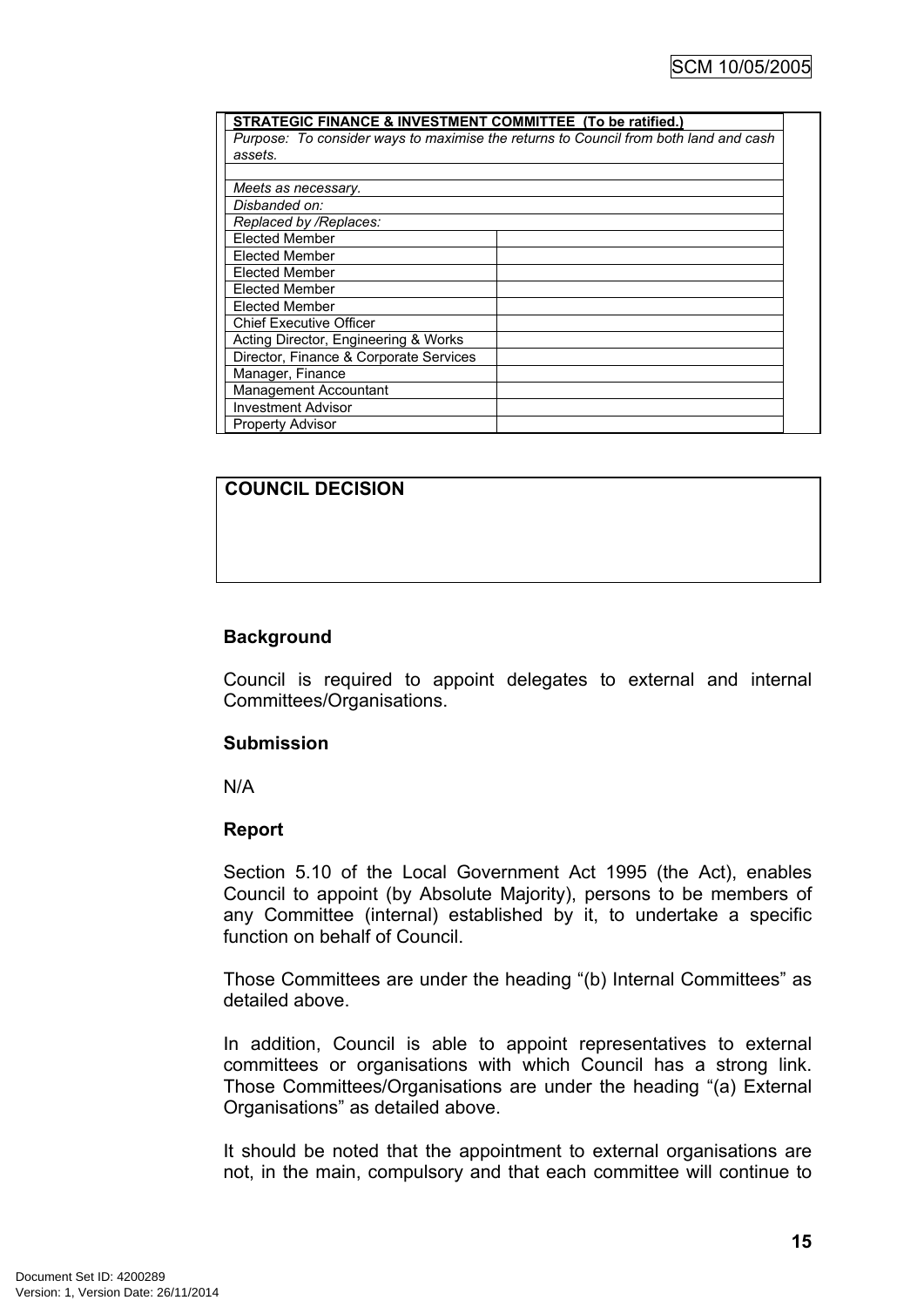| STRATEGIC FINANCE & INVESTMENT COMMITTEE (To be ratified.) | |
|---|---|
| *Purpose: To consider ways to maximise the returns to Council from both land and cash assets.* | |
| | |
| *Meets as necessary.* | |
| *Disbanded on:* | |
| *Replaced by /Replaces:* | |
| Elected Member | |
| Elected Member | |
| Elected Member | |
| Elected Member | |
| Elected Member | |
| Chief Executive Officer | |
| Acting Director, Engineering & Works | |
| Director, Finance & Corporate Services | |
| Manager, Finance | |
| Management Accountant | |
| Investment Advisor | |
| Property Advisor | |

| COUNCIL DECISION |
|---|
| |

**Background**

Council is required to appoint delegates to external and internal Committees/Organisations.

**Submission**

N/A

**Report**

Section 5.10 of the Local Government Act 1995 (the Act), enables Council to appoint (by Absolute Majority), persons to be members of any Committee (internal) established by it, to undertake a specific function on behalf of Council.

Those Committees are under the heading "(b) Internal Committees" as detailed above.

In addition, Council is able to appoint representatives to external committees or organisations with which Council has a strong link. Those Committees/Organisations are under the heading "(a) External Organisations" as detailed above.

It should be noted that the appointment to external organisations are not, in the main, compulsory and that each committee will continue to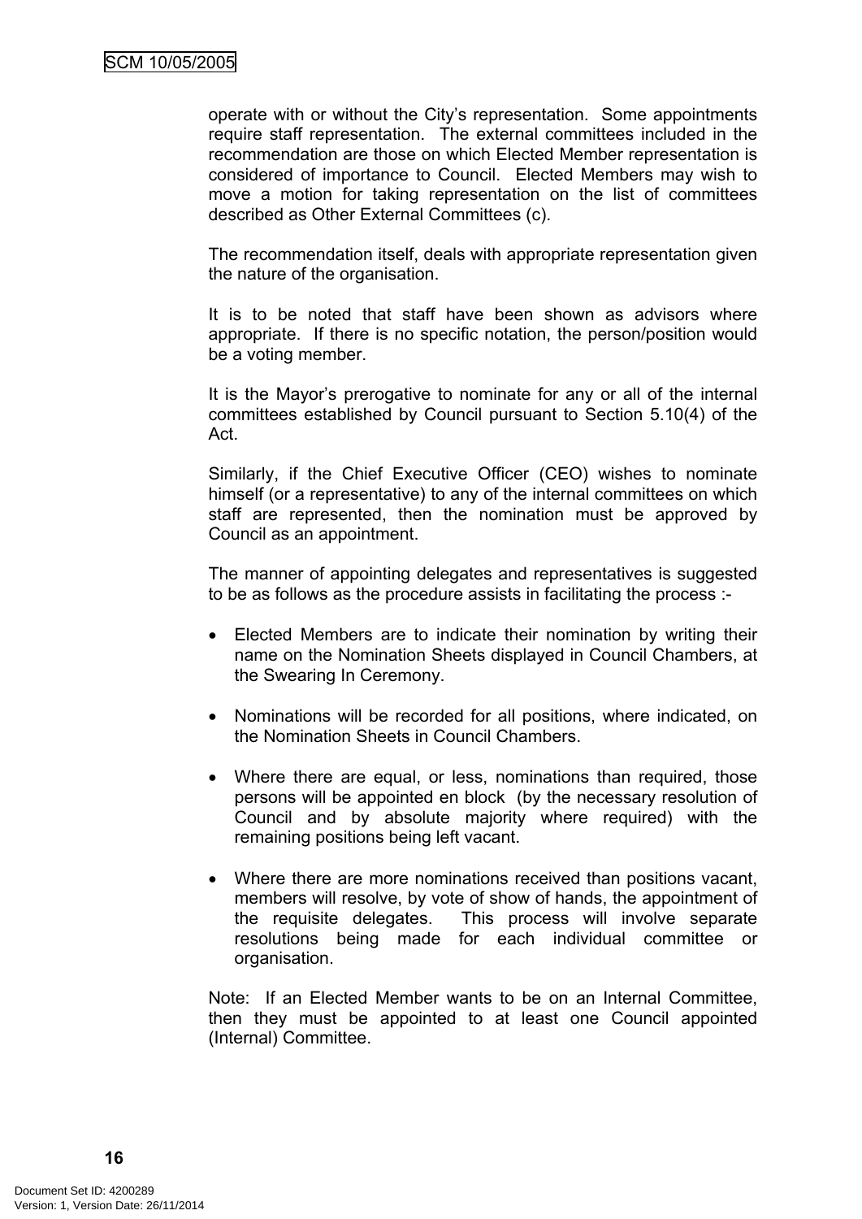operate with or without the City's representation. Some appointments require staff representation. The external committees included in the recommendation are those on which Elected Member representation is considered of importance to Council. Elected Members may wish to move a motion for taking representation on the list of committees described as Other External Committees (c).

The recommendation itself, deals with appropriate representation given the nature of the organisation.

It is to be noted that staff have been shown as advisors where appropriate. If there is no specific notation, the person/position would be a voting member.

It is the Mayor's prerogative to nominate for any or all of the internal committees established by Council pursuant to Section 5.10(4) of the Act.

Similarly, if the Chief Executive Officer (CEO) wishes to nominate himself (or a representative) to any of the internal committees on which staff are represented, then the nomination must be approved by Council as an appointment.

The manner of appointing delegates and representatives is suggested to be as follows as the procedure assists in facilitating the process :-

- Elected Members are to indicate their nomination by writing their name on the Nomination Sheets displayed in Council Chambers, at the Swearing In Ceremony.

- Nominations will be recorded for all positions, where indicated, on the Nomination Sheets in Council Chambers.

- Where there are equal, or less, nominations than required, those persons will be appointed en block (by the necessary resolution of Council and by absolute majority where required) with the remaining positions being left vacant.

- Where there are more nominations received than positions vacant, members will resolve, by vote of show of hands, the appointment of the requisite delegates. This process will involve separate resolutions being made for each individual committee or organisation.

Note: If an Elected Member wants to be on an Internal Committee, then they must be appointed to at least one Council appointed (Internal) Committee.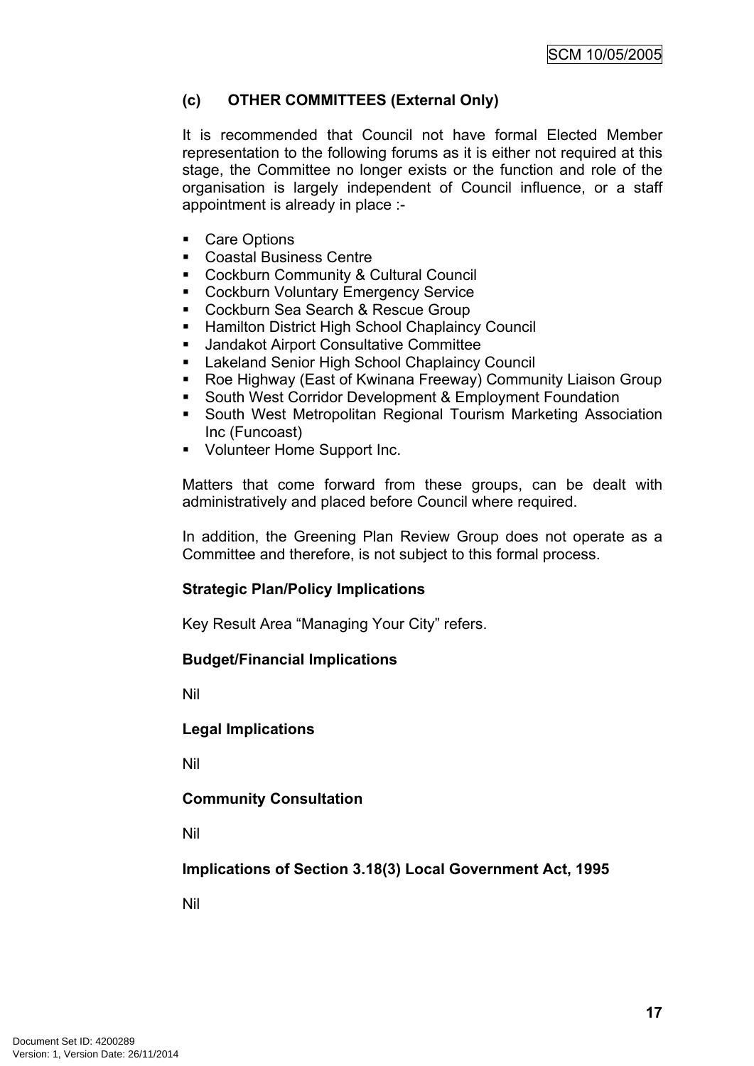### (c) OTHER COMMITTEES (External Only)

It is recommended that Council not have formal Elected Member representation to the following forums as it is either not required at this stage, the Committee no longer exists or the function and role of the organisation is largely independent of Council influence, or a staff appointment is already in place :-

- Care Options
- Coastal Business Centre
- Cockburn Community & Cultural Council
- Cockburn Voluntary Emergency Service
- Cockburn Sea Search & Rescue Group
- Hamilton District High School Chaplaincy Council
- Jandakot Airport Consultative Committee
- Lakeland Senior High School Chaplaincy Council
- Roe Highway (East of Kwinana Freeway) Community Liaison Group
- South West Corridor Development & Employment Foundation
- South West Metropolitan Regional Tourism Marketing Association Inc (Funcoast)
- Volunteer Home Support Inc.

Matters that come forward from these groups, can be dealt with administratively and placed before Council where required.

In addition, the Greening Plan Review Group does not operate as a Committee and therefore, is not subject to this formal process.

**Strategic Plan/Policy Implications**

Key Result Area "Managing Your City" refers.

**Budget/Financial Implications**

Nil

**Legal Implications**

Nil

**Community Consultation**

Nil

**Implications of Section 3.18(3) Local Government Act, 1995**

Nil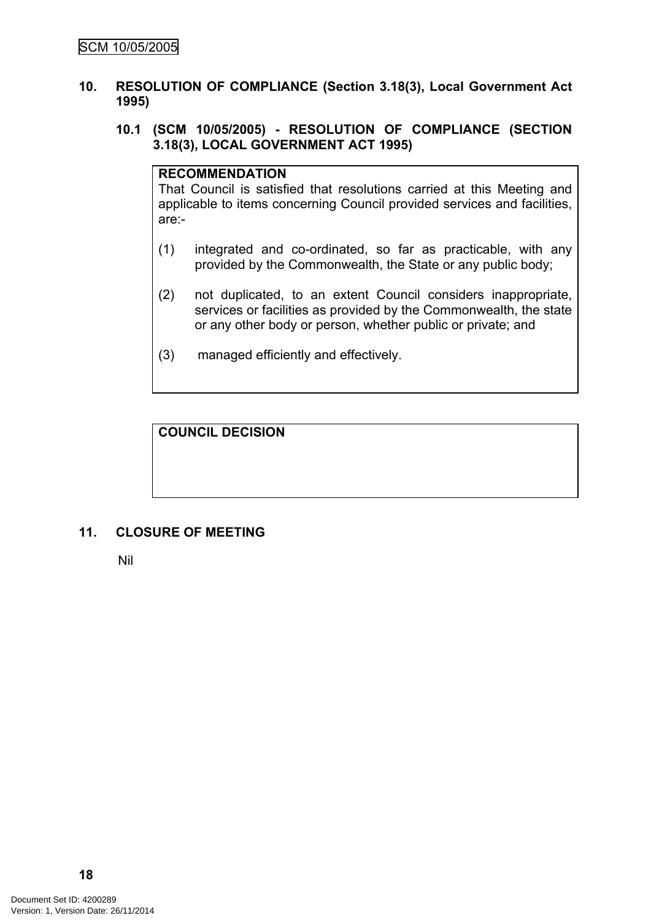## 10. RESOLUTION OF COMPLIANCE (Section 3.18(3), Local Government Act 1995)

### 10.1 (SCM 10/05/2005) - RESOLUTION OF COMPLIANCE (SECTION 3.18(3), LOCAL GOVERNMENT ACT 1995)

**RECOMMENDATION**

That Council is satisfied that resolutions carried at this Meeting and applicable to items concerning Council provided services and facilities, are:-

(1) integrated and co-ordinated, so far as practicable, with any provided by the Commonwealth, the State or any public body;

(2) not duplicated, to an extent Council considers inappropriate, services or facilities as provided by the Commonwealth, the state or any other body or person, whether public or private; and

(3) managed efficiently and effectively.

**COUNCIL DECISION**

## 11. CLOSURE OF MEETING

Nil

Document Set ID: 4200289
Version: 1, Version Date: 26/11/2014